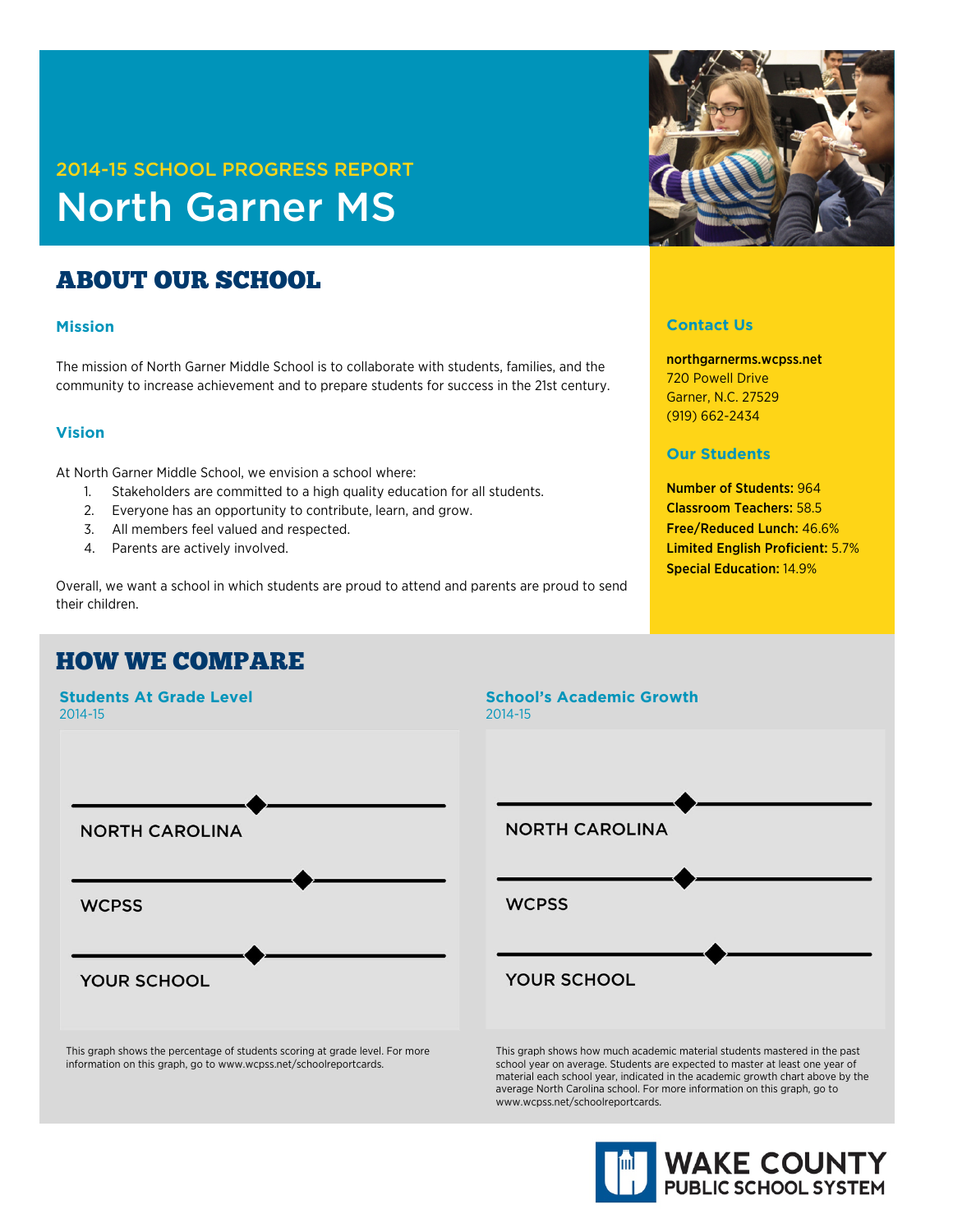2014-15 SCHOOL PROGRESS REPORT

# North Garner MS

## ABOUT OUR SCHOOL

### Mission

The mission of North Garner Middle School is to collaborate with students, families, and the community to increase achievement and to prepare students for success in the 21st century.

### Vision

At North Garner Middle School, we envision a school where:

1. Stakeholders are committed to a high quality education for all students.
2. Everyone has an opportunity to contribute, learn, and grow.
3. All members feel valued and respected.
4. Parents are actively involved.

Overall, we want a school in which students are proud to attend and parents are proud to send their children.

### Contact Us

**northgarnerms.wcpss.net**
720 Powell Drive
Garner, N.C. 27529
(919) 662-2434

### Our Students

**Number of Students:** 964
**Classroom Teachers:** 58.5
**Free/Reduced Lunch:** 46.6%
**Limited English Proficient:** 5.7%
**Special Education:** 14.9%

## HOW WE COMPARE

### Students At Grade Level
2014-15

NORTH CAROLINA

WCPSS

YOUR SCHOOL

This graph shows the percentage of students scoring at grade level. For more information on this graph, go to www.wcpss.net/schoolreportcards.

### School's Academic Growth
2014-15

NORTH CAROLINA

WCPSS

YOUR SCHOOL

This graph shows how much academic material students mastered in the past school year on average. Students are expected to master at least one year of material each school year, indicated in the academic growth chart above by the average North Carolina school. For more information on this graph, go to www.wcpss.net/schoolreportcards.

WAKE COUNTY PUBLIC SCHOOL SYSTEM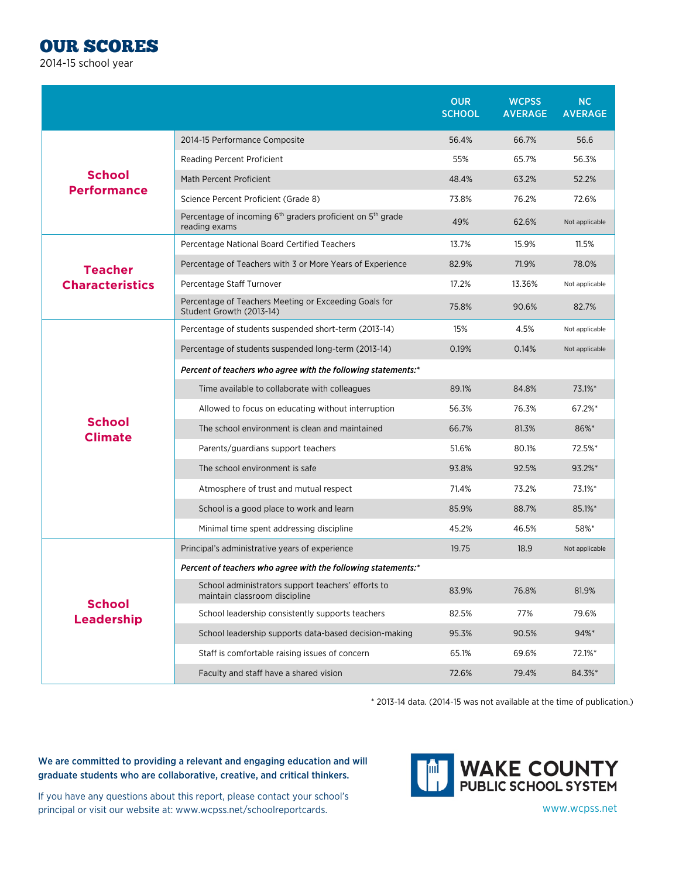# OUR SCORES

2014-15 school year

| | | OUR SCHOOL | WCPSS AVERAGE | NC AVERAGE |
|---|---|---|---|---|
| **School Performance** | 2014-15 Performance Composite | 56.4% | 66.7% | 56.6 |
| | Reading Percent Proficient | 55% | 65.7% | 56.3% |
| | Math Percent Proficient | 48.4% | 63.2% | 52.2% |
| | Science Percent Proficient (Grade 8) | 73.8% | 76.2% | 72.6% |
| | Percentage of incoming 6th graders proficient on 5th grade reading exams | 49% | 62.6% | Not applicable |
| **Teacher Characteristics** | Percentage National Board Certified Teachers | 13.7% | 15.9% | 11.5% |
| | Percentage of Teachers with 3 or More Years of Experience | 82.9% | 71.9% | 78.0% |
| | Percentage Staff Turnover | 17.2% | 13.36% | Not applicable |
| | Percentage of Teachers Meeting or Exceeding Goals for Student Growth (2013-14) | 75.8% | 90.6% | 82.7% |
| **School Climate** | Percentage of students suspended short-term (2013-14) | 15% | 4.5% | Not applicable |
| | Percentage of students suspended long-term (2013-14) | 0.19% | 0.14% | Not applicable |
| | ***Percent of teachers who agree with the following statements:**** | | | |
| | Time available to collaborate with colleagues | 89.1% | 84.8% | 73.1%* |
| | Allowed to focus on educating without interruption | 56.3% | 76.3% | 67.2%* |
| | The school environment is clean and maintained | 66.7% | 81.3% | 86%* |
| | Parents/guardians support teachers | 51.6% | 80.1% | 72.5%* |
| | The school environment is safe | 93.8% | 92.5% | 93.2%* |
| | Atmosphere of trust and mutual respect | 71.4% | 73.2% | 73.1%* |
| | School is a good place to work and learn | 85.9% | 88.7% | 85.1%* |
| | Minimal time spent addressing discipline | 45.2% | 46.5% | 58%* |
| **School Leadership** | Principal's administrative years of experience | 19.75 | 18.9 | Not applicable |
| | ***Percent of teachers who agree with the following statements:**** | | | |
| | School administrators support teachers' efforts to maintain classroom discipline | 83.9% | 76.8% | 81.9% |
| | School leadership consistently supports teachers | 82.5% | 77% | 79.6% |
| | School leadership supports data-based decision-making | 95.3% | 90.5% | 94%* |
| | Staff is comfortable raising issues of concern | 65.1% | 69.6% | 72.1%* |
| | Faculty and staff have a shared vision | 72.6% | 79.4% | 84.3%* |

\* 2013-14 data. (2014-15 was not available at the time of publication.)

**We are committed to providing a relevant and engaging education and will graduate students who are collaborative, creative, and critical thinkers.**

If you have any questions about this report, please contact your school's principal or visit our website at: www.wcpss.net/schoolreportcards.

WAKE COUNTY PUBLIC SCHOOL SYSTEM

www.wcpss.net